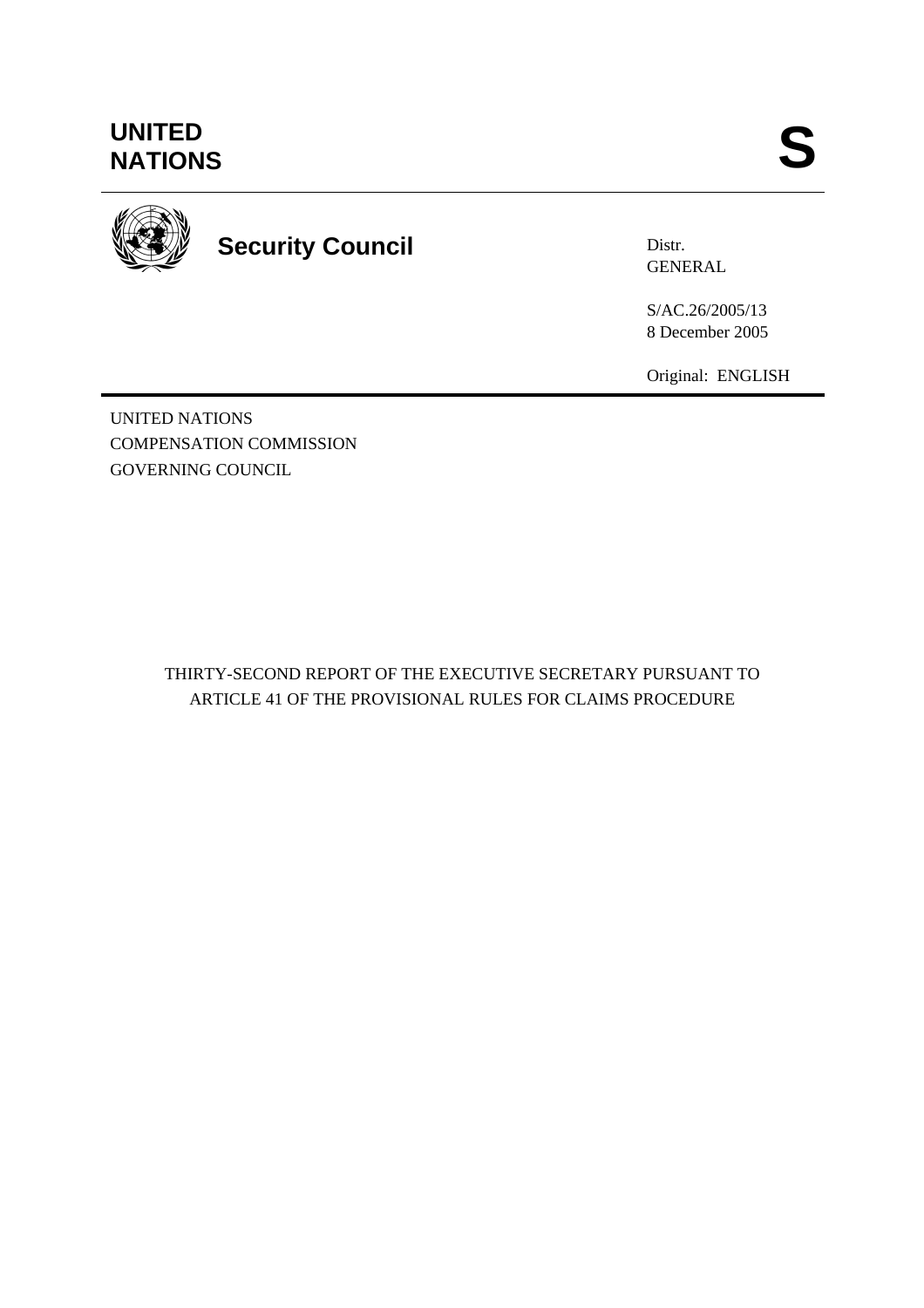UNITED NATIONS

S

Security Council

Distr.
GENERAL

S/AC.26/2005/13
8 December 2005

Original: ENGLISH

UNITED NATIONS
COMPENSATION COMMISSION
GOVERNING COUNCIL

THIRTY-SECOND REPORT OF THE EXECUTIVE SECRETARY PURSUANT TO ARTICLE 41 OF THE PROVISIONAL RULES FOR CLAIMS PROCEDURE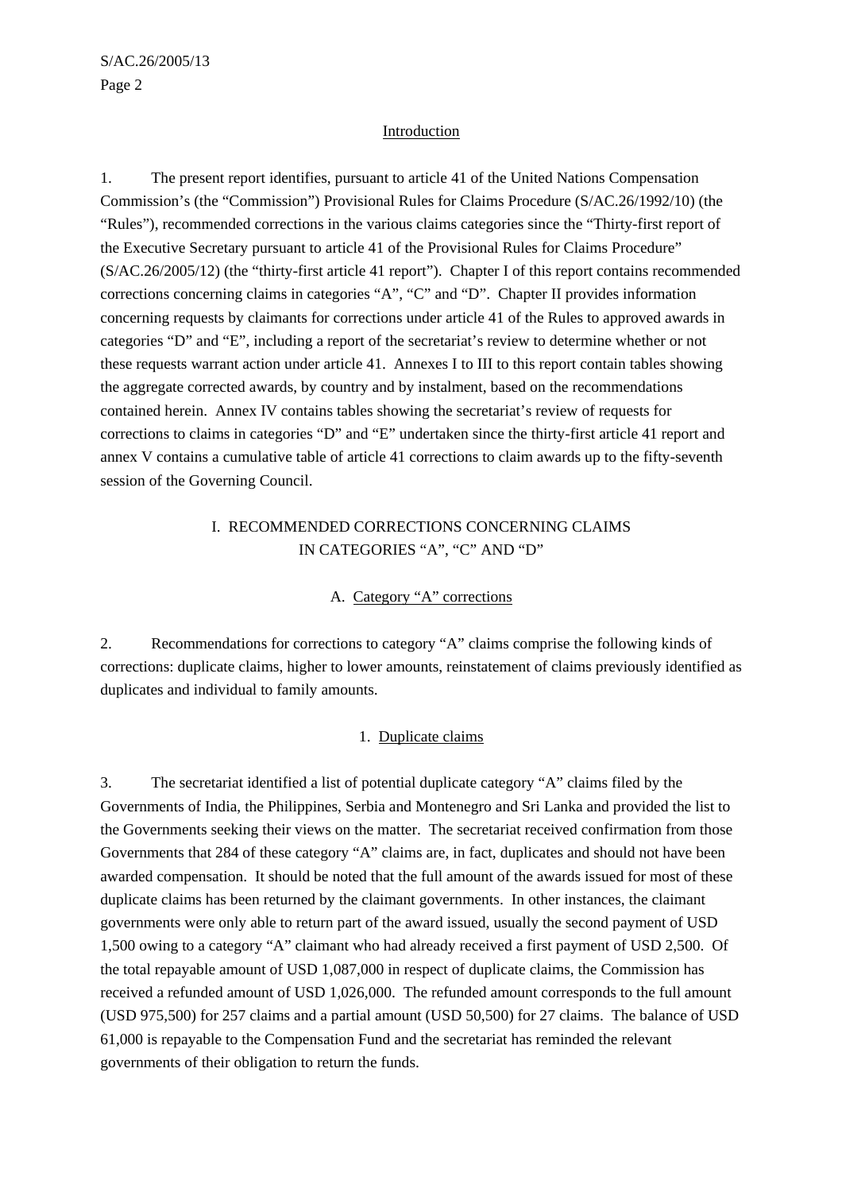## Introduction

1. The present report identifies, pursuant to article 41 of the United Nations Compensation Commission's (the "Commission") Provisional Rules for Claims Procedure (S/AC.26/1992/10) (the "Rules"), recommended corrections in the various claims categories since the "Thirty-first report of the Executive Secretary pursuant to article 41 of the Provisional Rules for Claims Procedure" (S/AC.26/2005/12) (the "thirty-first article 41 report"). Chapter I of this report contains recommended corrections concerning claims in categories "A", "C" and "D". Chapter II provides information concerning requests by claimants for corrections under article 41 of the Rules to approved awards in categories "D" and "E", including a report of the secretariat's review to determine whether or not these requests warrant action under article 41. Annexes I to III to this report contain tables showing the aggregate corrected awards, by country and by instalment, based on the recommendations contained herein. Annex IV contains tables showing the secretariat's review of requests for corrections to claims in categories "D" and "E" undertaken since the thirty-first article 41 report and annex V contains a cumulative table of article 41 corrections to claim awards up to the fifty-seventh session of the Governing Council.

# I. RECOMMENDED CORRECTIONS CONCERNING CLAIMS IN CATEGORIES "A", "C" AND "D"

## A. Category "A" corrections

2. Recommendations for corrections to category "A" claims comprise the following kinds of corrections: duplicate claims, higher to lower amounts, reinstatement of claims previously identified as duplicates and individual to family amounts.

### 1. Duplicate claims

3. The secretariat identified a list of potential duplicate category "A" claims filed by the Governments of India, the Philippines, Serbia and Montenegro and Sri Lanka and provided the list to the Governments seeking their views on the matter. The secretariat received confirmation from those Governments that 284 of these category "A" claims are, in fact, duplicates and should not have been awarded compensation. It should be noted that the full amount of the awards issued for most of these duplicate claims has been returned by the claimant governments. In other instances, the claimant governments were only able to return part of the award issued, usually the second payment of USD 1,500 owing to a category "A" claimant who had already received a first payment of USD 2,500. Of the total repayable amount of USD 1,087,000 in respect of duplicate claims, the Commission has received a refunded amount of USD 1,026,000. The refunded amount corresponds to the full amount (USD 975,500) for 257 claims and a partial amount (USD 50,500) for 27 claims. The balance of USD 61,000 is repayable to the Compensation Fund and the secretariat has reminded the relevant governments of their obligation to return the funds.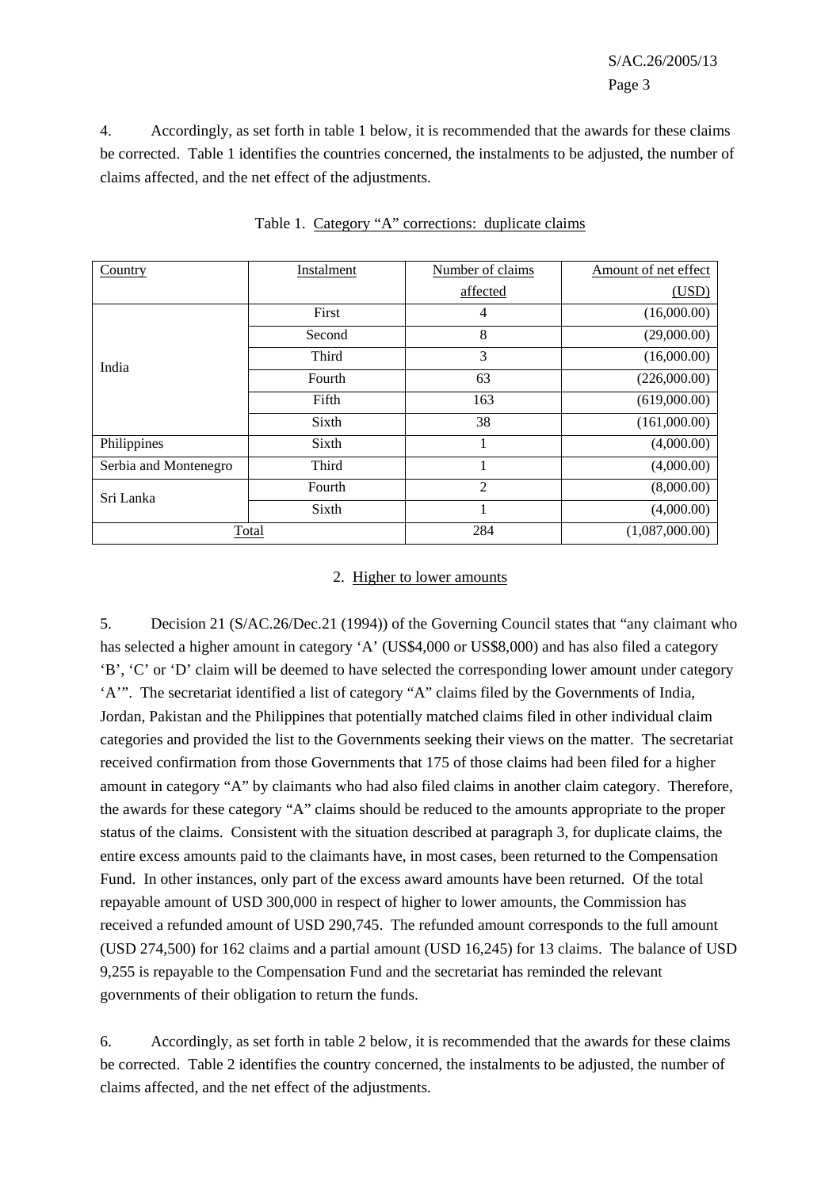4. Accordingly, as set forth in table 1 below, it is recommended that the awards for these claims be corrected. Table 1 identifies the countries concerned, the instalments to be adjusted, the number of claims affected, and the net effect of the adjustments.

Table 1. Category "A" corrections: duplicate claims

| Country | Instalment | Number of claims affected | Amount of net effect (USD) |
|---|---|---|---|
| India | First | 4 | (16,000.00) |
| | Second | 8 | (29,000.00) |
| | Third | 3 | (16,000.00) |
| | Fourth | 63 | (226,000.00) |
| | Fifth | 163 | (619,000.00) |
| | Sixth | 38 | (161,000.00) |
| Philippines | Sixth | 1 | (4,000.00) |
| Serbia and Montenegro | Third | 1 | (4,000.00) |
| Sri Lanka | Fourth | 2 | (8,000.00) |
| | Sixth | 1 | (4,000.00) |
| Total | | 284 | (1,087,000.00) |

## 2. Higher to lower amounts

5. Decision 21 (S/AC.26/Dec.21 (1994)) of the Governing Council states that "any claimant who has selected a higher amount in category 'A' (US$4,000 or US$8,000) and has also filed a category 'B', 'C' or 'D' claim will be deemed to have selected the corresponding lower amount under category 'A'". The secretariat identified a list of category "A" claims filed by the Governments of India, Jordan, Pakistan and the Philippines that potentially matched claims filed in other individual claim categories and provided the list to the Governments seeking their views on the matter. The secretariat received confirmation from those Governments that 175 of those claims had been filed for a higher amount in category "A" by claimants who had also filed claims in another claim category. Therefore, the awards for these category "A" claims should be reduced to the amounts appropriate to the proper status of the claims. Consistent with the situation described at paragraph 3, for duplicate claims, the entire excess amounts paid to the claimants have, in most cases, been returned to the Compensation Fund. In other instances, only part of the excess award amounts have been returned. Of the total repayable amount of USD 300,000 in respect of higher to lower amounts, the Commission has received a refunded amount of USD 290,745. The refunded amount corresponds to the full amount (USD 274,500) for 162 claims and a partial amount (USD 16,245) for 13 claims. The balance of USD 9,255 is repayable to the Compensation Fund and the secretariat has reminded the relevant governments of their obligation to return the funds.

6. Accordingly, as set forth in table 2 below, it is recommended that the awards for these claims be corrected. Table 2 identifies the country concerned, the instalments to be adjusted, the number of claims affected, and the net effect of the adjustments.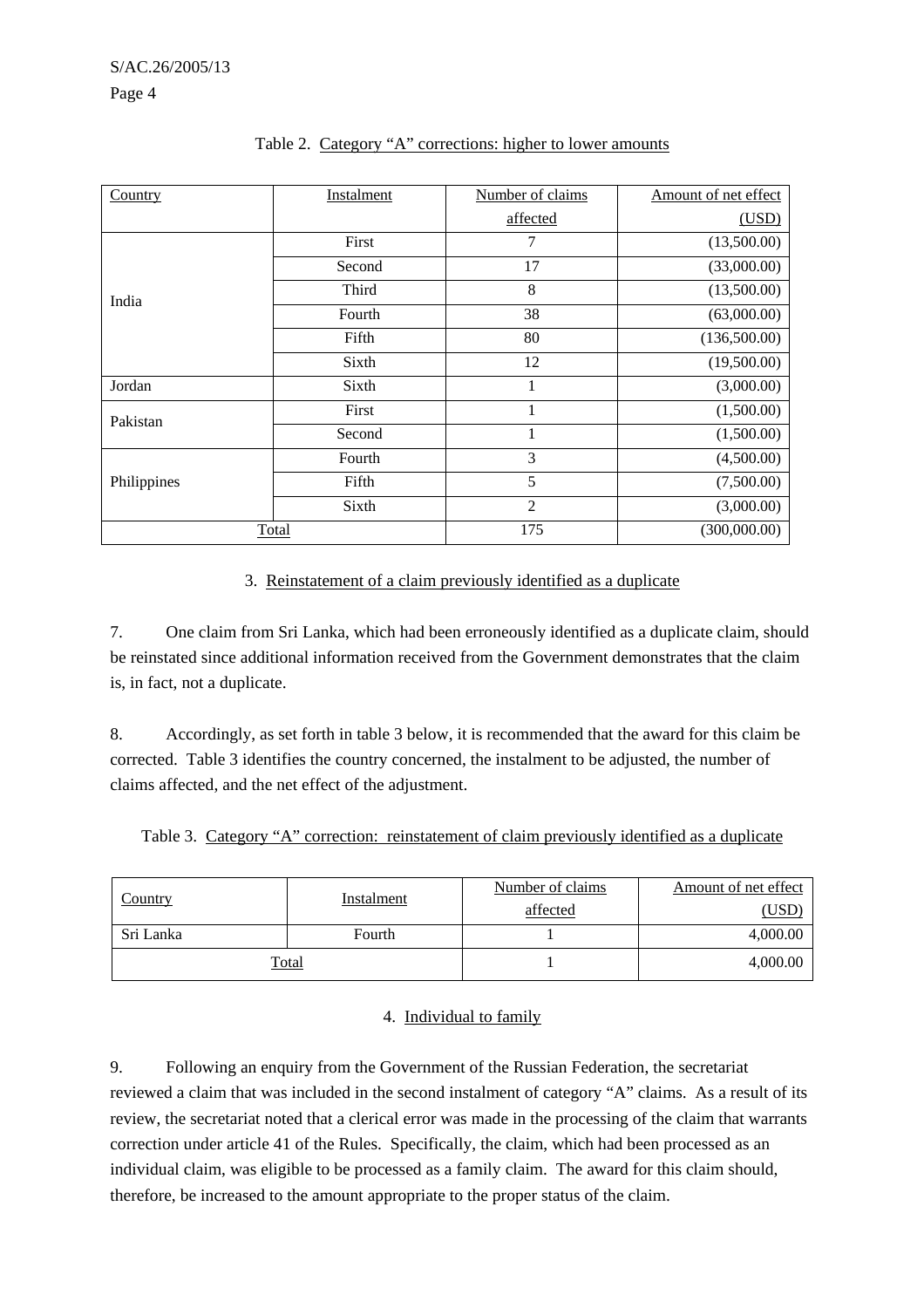Table 2. Category “A” corrections: higher to lower amounts

| Country | Instalment | Number of claims affected | Amount of net effect (USD) |
|---|---|---|---|
| India | First | 7 | (13,500.00) |
| | Second | 17 | (33,000.00) |
| | Third | 8 | (13,500.00) |
| | Fourth | 38 | (63,000.00) |
| | Fifth | 80 | (136,500.00) |
| | Sixth | 12 | (19,500.00) |
| Jordan | Sixth | 1 | (3,000.00) |
| Pakistan | First | 1 | (1,500.00) |
| | Second | 1 | (1,500.00) |
| Philippines | Fourth | 3 | (4,500.00) |
| | Fifth | 5 | (7,500.00) |
| | Sixth | 2 | (3,000.00) |
| Total | | 175 | (300,000.00) |

### 3. Reinstatement of a claim previously identified as a duplicate

7. One claim from Sri Lanka, which had been erroneously identified as a duplicate claim, should be reinstated since additional information received from the Government demonstrates that the claim is, in fact, not a duplicate.

8. Accordingly, as set forth in table 3 below, it is recommended that the award for this claim be corrected. Table 3 identifies the country concerned, the instalment to be adjusted, the number of claims affected, and the net effect of the adjustment.

Table 3. Category “A” correction: reinstatement of claim previously identified as a duplicate

| Country | Instalment | Number of claims affected | Amount of net effect (USD) |
|---|---|---|---|
| Sri Lanka | Fourth | 1 | 4,000.00 |
| Total | | 1 | 4,000.00 |

### 4. Individual to family

9. Following an enquiry from the Government of the Russian Federation, the secretariat reviewed a claim that was included in the second instalment of category “A” claims. As a result of its review, the secretariat noted that a clerical error was made in the processing of the claim that warrants correction under article 41 of the Rules. Specifically, the claim, which had been processed as an individual claim, was eligible to be processed as a family claim. The award for this claim should, therefore, be increased to the amount appropriate to the proper status of the claim.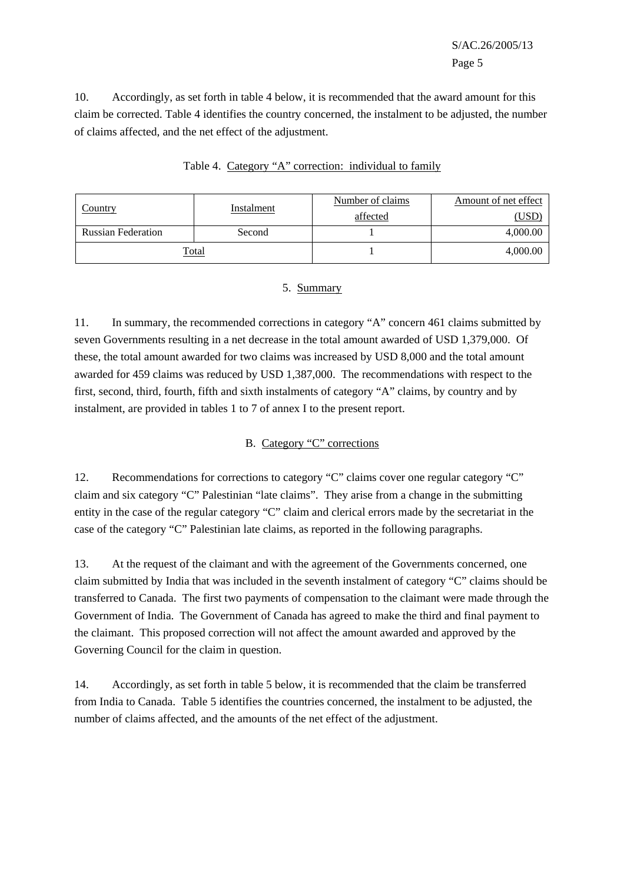10. Accordingly, as set forth in table 4 below, it is recommended that the award amount for this claim be corrected. Table 4 identifies the country concerned, the instalment to be adjusted, the number of claims affected, and the net effect of the adjustment.

Table 4. Category “A” correction: individual to family

| Country | Instalment | Number of claims affected | Amount of net effect (USD) |
|---|---|---|---|
| Russian Federation | Second | 1 | 4,000.00 |
| Total | | 1 | 4,000.00 |

### 5. Summary

11. In summary, the recommended corrections in category “A” concern 461 claims submitted by seven Governments resulting in a net decrease in the total amount awarded of USD 1,379,000. Of these, the total amount awarded for two claims was increased by USD 8,000 and the total amount awarded for 459 claims was reduced by USD 1,387,000. The recommendations with respect to the first, second, third, fourth, fifth and sixth instalments of category “A” claims, by country and by instalment, are provided in tables 1 to 7 of annex I to the present report.

## B. Category “C” corrections

12. Recommendations for corrections to category “C” claims cover one regular category “C” claim and six category “C” Palestinian “late claims”. They arise from a change in the submitting entity in the case of the regular category “C” claim and clerical errors made by the secretariat in the case of the category “C” Palestinian late claims, as reported in the following paragraphs.

13. At the request of the claimant and with the agreement of the Governments concerned, one claim submitted by India that was included in the seventh instalment of category “C” claims should be transferred to Canada. The first two payments of compensation to the claimant were made through the Government of India. The Government of Canada has agreed to make the third and final payment to the claimant. This proposed correction will not affect the amount awarded and approved by the Governing Council for the claim in question.

14. Accordingly, as set forth in table 5 below, it is recommended that the claim be transferred from India to Canada. Table 5 identifies the countries concerned, the instalment to be adjusted, the number of claims affected, and the amounts of the net effect of the adjustment.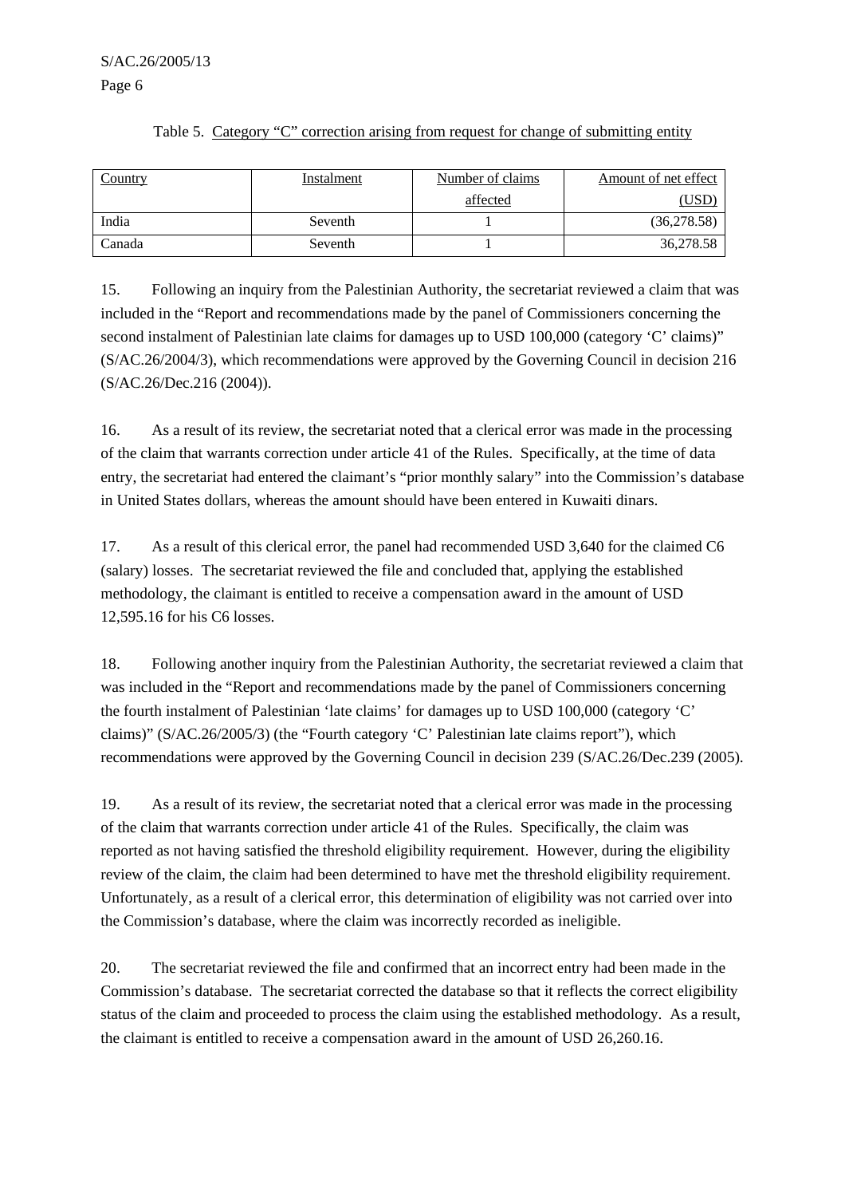Table 5. Category “C” correction arising from request for change of submitting entity

| Country | Instalment | Number of claims affected | Amount of net effect (USD) |
|---|---|---|---|
| India | Seventh | 1 | (36,278.58) |
| Canada | Seventh | 1 | 36,278.58 |

15. Following an inquiry from the Palestinian Authority, the secretariat reviewed a claim that was included in the “Report and recommendations made by the panel of Commissioners concerning the second instalment of Palestinian late claims for damages up to USD 100,000 (category ‘C’ claims)” (S/AC.26/2004/3), which recommendations were approved by the Governing Council in decision 216 (S/AC.26/Dec.216 (2004)).

16. As a result of its review, the secretariat noted that a clerical error was made in the processing of the claim that warrants correction under article 41 of the Rules. Specifically, at the time of data entry, the secretariat had entered the claimant’s “prior monthly salary” into the Commission’s database in United States dollars, whereas the amount should have been entered in Kuwaiti dinars.

17. As a result of this clerical error, the panel had recommended USD 3,640 for the claimed C6 (salary) losses. The secretariat reviewed the file and concluded that, applying the established methodology, the claimant is entitled to receive a compensation award in the amount of USD 12,595.16 for his C6 losses.

18. Following another inquiry from the Palestinian Authority, the secretariat reviewed a claim that was included in the “Report and recommendations made by the panel of Commissioners concerning the fourth instalment of Palestinian ‘late claims’ for damages up to USD 100,000 (category ‘C’ claims)” (S/AC.26/2005/3) (the “Fourth category ‘C’ Palestinian late claims report”), which recommendations were approved by the Governing Council in decision 239 (S/AC.26/Dec.239 (2005).

19. As a result of its review, the secretariat noted that a clerical error was made in the processing of the claim that warrants correction under article 41 of the Rules. Specifically, the claim was reported as not having satisfied the threshold eligibility requirement. However, during the eligibility review of the claim, the claim had been determined to have met the threshold eligibility requirement. Unfortunately, as a result of a clerical error, this determination of eligibility was not carried over into the Commission’s database, where the claim was incorrectly recorded as ineligible.

20. The secretariat reviewed the file and confirmed that an incorrect entry had been made in the Commission’s database. The secretariat corrected the database so that it reflects the correct eligibility status of the claim and proceeded to process the claim using the established methodology. As a result, the claimant is entitled to receive a compensation award in the amount of USD 26,260.16.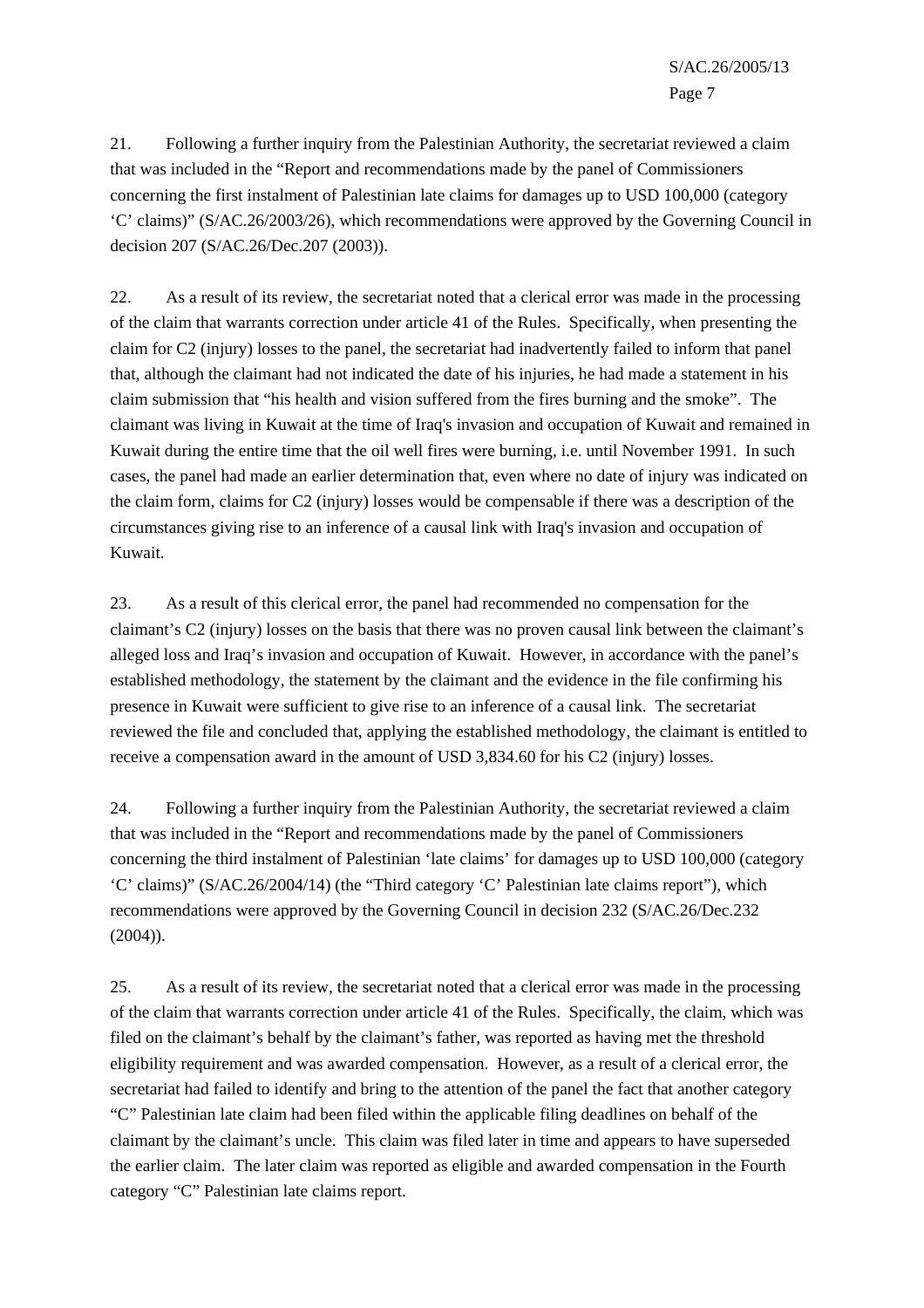21. Following a further inquiry from the Palestinian Authority, the secretariat reviewed a claim that was included in the "Report and recommendations made by the panel of Commissioners concerning the first instalment of Palestinian late claims for damages up to USD 100,000 (category 'C' claims)" (S/AC.26/2003/26), which recommendations were approved by the Governing Council in decision 207 (S/AC.26/Dec.207 (2003)).

22. As a result of its review, the secretariat noted that a clerical error was made in the processing of the claim that warrants correction under article 41 of the Rules. Specifically, when presenting the claim for C2 (injury) losses to the panel, the secretariat had inadvertently failed to inform that panel that, although the claimant had not indicated the date of his injuries, he had made a statement in his claim submission that "his health and vision suffered from the fires burning and the smoke". The claimant was living in Kuwait at the time of Iraq's invasion and occupation of Kuwait and remained in Kuwait during the entire time that the oil well fires were burning, i.e. until November 1991. In such cases, the panel had made an earlier determination that, even where no date of injury was indicated on the claim form, claims for C2 (injury) losses would be compensable if there was a description of the circumstances giving rise to an inference of a causal link with Iraq's invasion and occupation of Kuwait.

23. As a result of this clerical error, the panel had recommended no compensation for the claimant's C2 (injury) losses on the basis that there was no proven causal link between the claimant's alleged loss and Iraq's invasion and occupation of Kuwait. However, in accordance with the panel's established methodology, the statement by the claimant and the evidence in the file confirming his presence in Kuwait were sufficient to give rise to an inference of a causal link. The secretariat reviewed the file and concluded that, applying the established methodology, the claimant is entitled to receive a compensation award in the amount of USD 3,834.60 for his C2 (injury) losses.

24. Following a further inquiry from the Palestinian Authority, the secretariat reviewed a claim that was included in the "Report and recommendations made by the panel of Commissioners concerning the third instalment of Palestinian 'late claims' for damages up to USD 100,000 (category 'C' claims)" (S/AC.26/2004/14) (the "Third category 'C' Palestinian late claims report"), which recommendations were approved by the Governing Council in decision 232 (S/AC.26/Dec.232 (2004)).

25. As a result of its review, the secretariat noted that a clerical error was made in the processing of the claim that warrants correction under article 41 of the Rules. Specifically, the claim, which was filed on the claimant's behalf by the claimant's father, was reported as having met the threshold eligibility requirement and was awarded compensation. However, as a result of a clerical error, the secretariat had failed to identify and bring to the attention of the panel the fact that another category "C" Palestinian late claim had been filed within the applicable filing deadlines on behalf of the claimant by the claimant's uncle. This claim was filed later in time and appears to have superseded the earlier claim. The later claim was reported as eligible and awarded compensation in the Fourth category "C" Palestinian late claims report.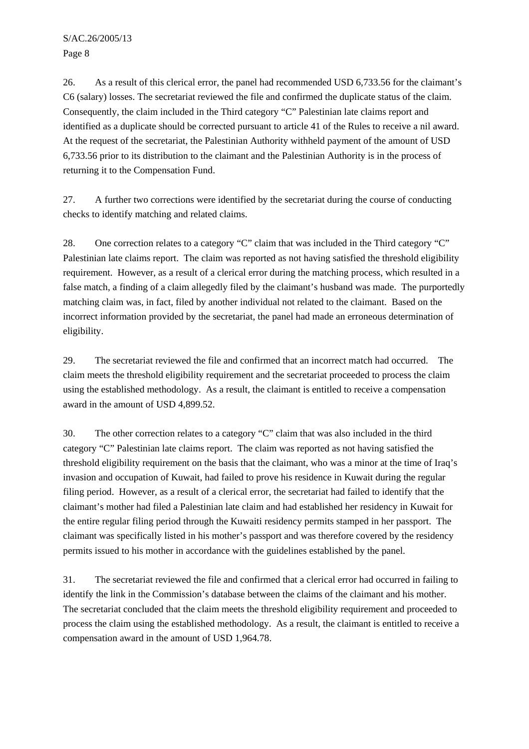26. As a result of this clerical error, the panel had recommended USD 6,733.56 for the claimant's C6 (salary) losses. The secretariat reviewed the file and confirmed the duplicate status of the claim. Consequently, the claim included in the Third category "C" Palestinian late claims report and identified as a duplicate should be corrected pursuant to article 41 of the Rules to receive a nil award. At the request of the secretariat, the Palestinian Authority withheld payment of the amount of USD 6,733.56 prior to its distribution to the claimant and the Palestinian Authority is in the process of returning it to the Compensation Fund.

27. A further two corrections were identified by the secretariat during the course of conducting checks to identify matching and related claims.

28. One correction relates to a category "C" claim that was included in the Third category "C" Palestinian late claims report. The claim was reported as not having satisfied the threshold eligibility requirement. However, as a result of a clerical error during the matching process, which resulted in a false match, a finding of a claim allegedly filed by the claimant's husband was made. The purportedly matching claim was, in fact, filed by another individual not related to the claimant. Based on the incorrect information provided by the secretariat, the panel had made an erroneous determination of eligibility.

29. The secretariat reviewed the file and confirmed that an incorrect match had occurred. The claim meets the threshold eligibility requirement and the secretariat proceeded to process the claim using the established methodology. As a result, the claimant is entitled to receive a compensation award in the amount of USD 4,899.52.

30. The other correction relates to a category "C" claim that was also included in the third category "C" Palestinian late claims report. The claim was reported as not having satisfied the threshold eligibility requirement on the basis that the claimant, who was a minor at the time of Iraq's invasion and occupation of Kuwait, had failed to prove his residence in Kuwait during the regular filing period. However, as a result of a clerical error, the secretariat had failed to identify that the claimant's mother had filed a Palestinian late claim and had established her residency in Kuwait for the entire regular filing period through the Kuwaiti residency permits stamped in her passport. The claimant was specifically listed in his mother's passport and was therefore covered by the residency permits issued to his mother in accordance with the guidelines established by the panel.

31. The secretariat reviewed the file and confirmed that a clerical error had occurred in failing to identify the link in the Commission's database between the claims of the claimant and his mother. The secretariat concluded that the claim meets the threshold eligibility requirement and proceeded to process the claim using the established methodology. As a result, the claimant is entitled to receive a compensation award in the amount of USD 1,964.78.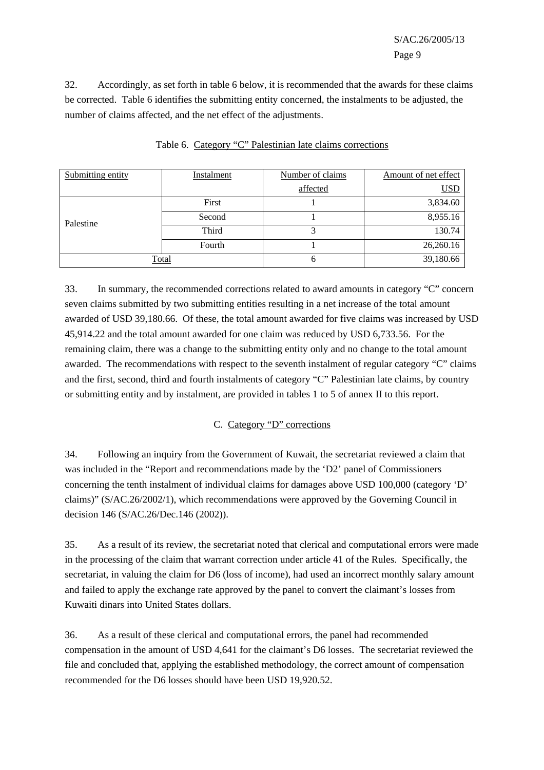32. Accordingly, as set forth in table 6 below, it is recommended that the awards for these claims be corrected. Table 6 identifies the submitting entity concerned, the instalments to be adjusted, the number of claims affected, and the net effect of the adjustments.

Table 6. Category "C" Palestinian late claims corrections

| Submitting entity | Instalment | Number of claims affected | Amount of net effect USD |
|---|---|---|---|
| Palestine | First | 1 | 3,834.60 |
| | Second | 1 | 8,955.16 |
| | Third | 3 | 130.74 |
| | Fourth | 1 | 26,260.16 |
| Total | | 6 | 39,180.66 |

33. In summary, the recommended corrections related to award amounts in category "C" concern seven claims submitted by two submitting entities resulting in a net increase of the total amount awarded of USD 39,180.66. Of these, the total amount awarded for five claims was increased by USD 45,914.22 and the total amount awarded for one claim was reduced by USD 6,733.56. For the remaining claim, there was a change to the submitting entity only and no change to the total amount awarded. The recommendations with respect to the seventh instalment of regular category "C" claims and the first, second, third and fourth instalments of category "C" Palestinian late claims, by country or submitting entity and by instalment, are provided in tables 1 to 5 of annex II to this report.

## C. Category "D" corrections

34. Following an inquiry from the Government of Kuwait, the secretariat reviewed a claim that was included in the "Report and recommendations made by the 'D2' panel of Commissioners concerning the tenth instalment of individual claims for damages above USD 100,000 (category 'D' claims)" (S/AC.26/2002/1), which recommendations were approved by the Governing Council in decision 146 (S/AC.26/Dec.146 (2002)).

35. As a result of its review, the secretariat noted that clerical and computational errors were made in the processing of the claim that warrant correction under article 41 of the Rules. Specifically, the secretariat, in valuing the claim for D6 (loss of income), had used an incorrect monthly salary amount and failed to apply the exchange rate approved by the panel to convert the claimant's losses from Kuwaiti dinars into United States dollars.

36. As a result of these clerical and computational errors, the panel had recommended compensation in the amount of USD 4,641 for the claimant's D6 losses. The secretariat reviewed the file and concluded that, applying the established methodology, the correct amount of compensation recommended for the D6 losses should have been USD 19,920.52.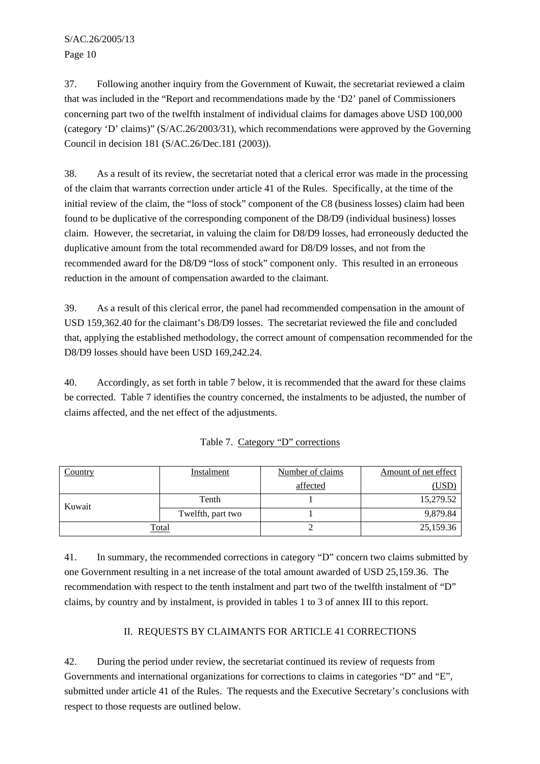37. Following another inquiry from the Government of Kuwait, the secretariat reviewed a claim that was included in the "Report and recommendations made by the 'D2' panel of Commissioners concerning part two of the twelfth instalment of individual claims for damages above USD 100,000 (category 'D' claims)" (S/AC.26/2003/31), which recommendations were approved by the Governing Council in decision 181 (S/AC.26/Dec.181 (2003)).

38. As a result of its review, the secretariat noted that a clerical error was made in the processing of the claim that warrants correction under article 41 of the Rules. Specifically, at the time of the initial review of the claim, the "loss of stock" component of the C8 (business losses) claim had been found to be duplicative of the corresponding component of the D8/D9 (individual business) losses claim. However, the secretariat, in valuing the claim for D8/D9 losses, had erroneously deducted the duplicative amount from the total recommended award for D8/D9 losses, and not from the recommended award for the D8/D9 "loss of stock" component only. This resulted in an erroneous reduction in the amount of compensation awarded to the claimant.

39. As a result of this clerical error, the panel had recommended compensation in the amount of USD 159,362.40 for the claimant's D8/D9 losses. The secretariat reviewed the file and concluded that, applying the established methodology, the correct amount of compensation recommended for the D8/D9 losses should have been USD 169,242.24.

40. Accordingly, as set forth in table 7 below, it is recommended that the award for these claims be corrected. Table 7 identifies the country concerned, the instalments to be adjusted, the number of claims affected, and the net effect of the adjustments.

Table 7. Category "D" corrections

| Country | Instalment | Number of claims affected | Amount of net effect (USD) |
|---|---|---|---|
| Kuwait | Tenth | 1 | 15,279.52 |
| | Twelfth, part two | 1 | 9,879.84 |
| Total | | 2 | 25,159.36 |

41. In summary, the recommended corrections in category "D" concern two claims submitted by one Government resulting in a net increase of the total amount awarded of USD 25,159.36. The recommendation with respect to the tenth instalment and part two of the twelfth instalment of "D" claims, by country and by instalment, is provided in tables 1 to 3 of annex III to this report.

## II. REQUESTS BY CLAIMANTS FOR ARTICLE 41 CORRECTIONS

42. During the period under review, the secretariat continued its review of requests from Governments and international organizations for corrections to claims in categories "D" and "E", submitted under article 41 of the Rules. The requests and the Executive Secretary's conclusions with respect to those requests are outlined below.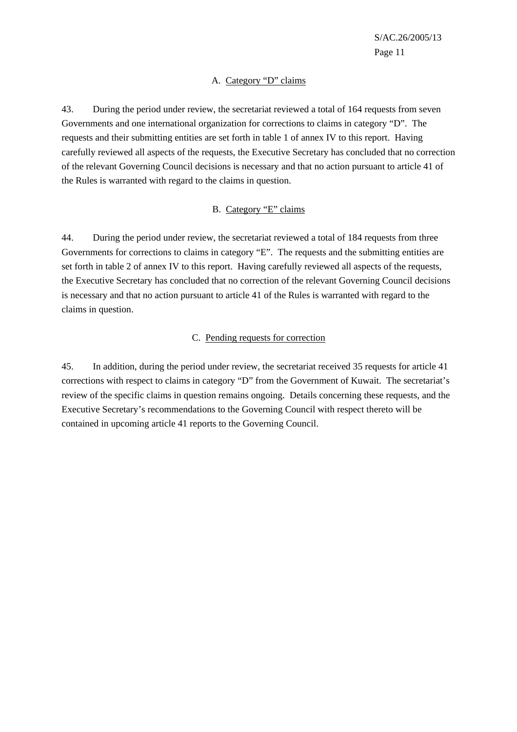### A. Category "D" claims

43. During the period under review, the secretariat reviewed a total of 164 requests from seven Governments and one international organization for corrections to claims in category "D". The requests and their submitting entities are set forth in table 1 of annex IV to this report. Having carefully reviewed all aspects of the requests, the Executive Secretary has concluded that no correction of the relevant Governing Council decisions is necessary and that no action pursuant to article 41 of the Rules is warranted with regard to the claims in question.

### B. Category "E" claims

44. During the period under review, the secretariat reviewed a total of 184 requests from three Governments for corrections to claims in category "E". The requests and the submitting entities are set forth in table 2 of annex IV to this report. Having carefully reviewed all aspects of the requests, the Executive Secretary has concluded that no correction of the relevant Governing Council decisions is necessary and that no action pursuant to article 41 of the Rules is warranted with regard to the claims in question.

### C. Pending requests for correction

45. In addition, during the period under review, the secretariat received 35 requests for article 41 corrections with respect to claims in category "D" from the Government of Kuwait. The secretariat's review of the specific claims in question remains ongoing. Details concerning these requests, and the Executive Secretary's recommendations to the Governing Council with respect thereto will be contained in upcoming article 41 reports to the Governing Council.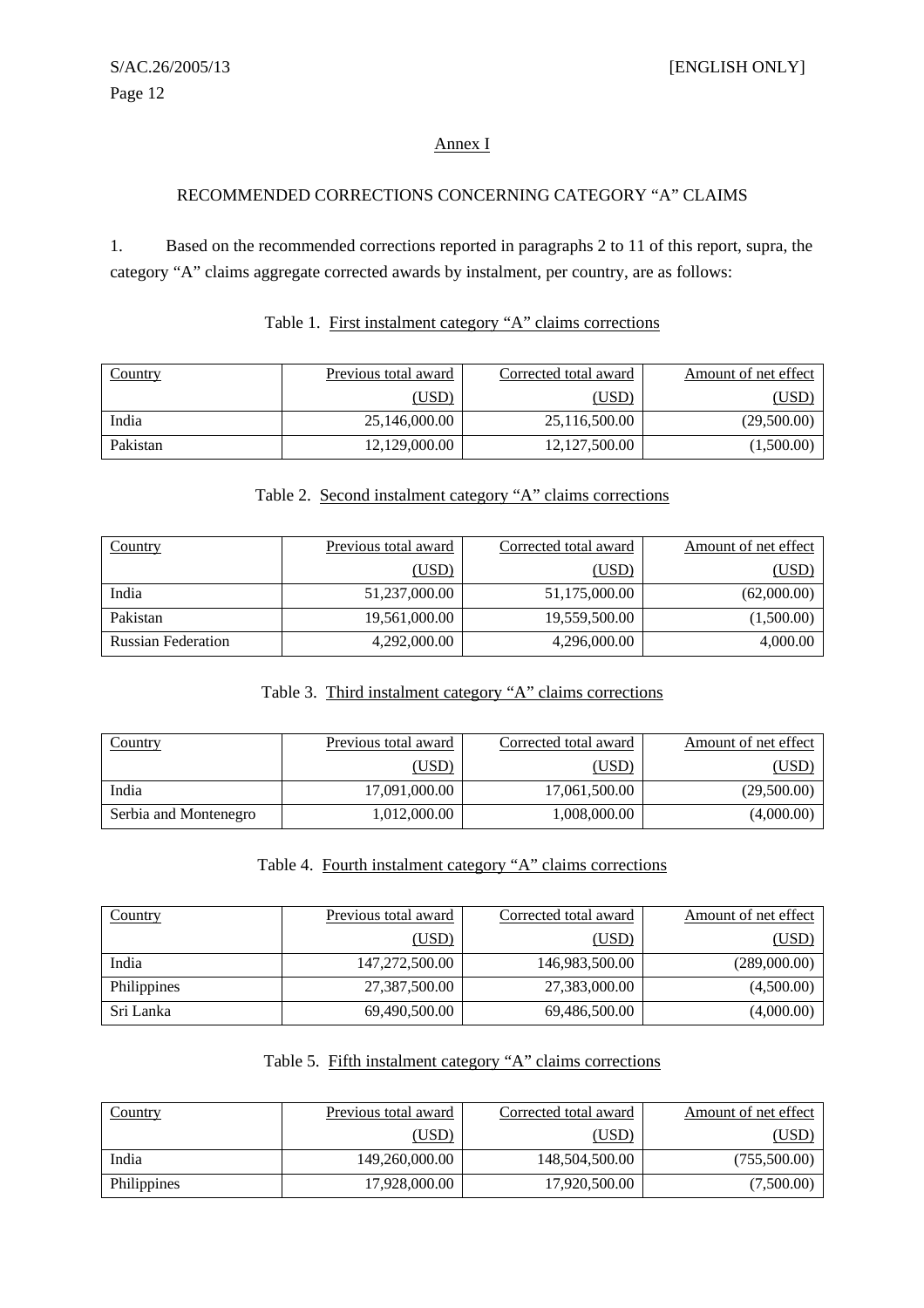## Annex I

### RECOMMENDED CORRECTIONS CONCERNING CATEGORY "A" CLAIMS

1. Based on the recommended corrections reported in paragraphs 2 to 11 of this report, supra, the category "A" claims aggregate corrected awards by instalment, per country, are as follows:

Table 1. First instalment category "A" claims corrections

| Country | Previous total award (USD) | Corrected total award (USD) | Amount of net effect (USD) |
|---|---|---|---|
| India | 25,146,000.00 | 25,116,500.00 | (29,500.00) |
| Pakistan | 12,129,000.00 | 12,127,500.00 | (1,500.00) |

Table 2. Second instalment category "A" claims corrections

| Country | Previous total award (USD) | Corrected total award (USD) | Amount of net effect (USD) |
|---|---|---|---|
| India | 51,237,000.00 | 51,175,000.00 | (62,000.00) |
| Pakistan | 19,561,000.00 | 19,559,500.00 | (1,500.00) |
| Russian Federation | 4,292,000.00 | 4,296,000.00 | 4,000.00 |

Table 3. Third instalment category "A" claims corrections

| Country | Previous total award (USD) | Corrected total award (USD) | Amount of net effect (USD) |
|---|---|---|---|
| India | 17,091,000.00 | 17,061,500.00 | (29,500.00) |
| Serbia and Montenegro | 1,012,000.00 | 1,008,000.00 | (4,000.00) |

Table 4. Fourth instalment category "A" claims corrections

| Country | Previous total award (USD) | Corrected total award (USD) | Amount of net effect (USD) |
|---|---|---|---|
| India | 147,272,500.00 | 146,983,500.00 | (289,000.00) |
| Philippines | 27,387,500.00 | 27,383,000.00 | (4,500.00) |
| Sri Lanka | 69,490,500.00 | 69,486,500.00 | (4,000.00) |

Table 5. Fifth instalment category "A" claims corrections

| Country | Previous total award (USD) | Corrected total award (USD) | Amount of net effect (USD) |
|---|---|---|---|
| India | 149,260,000.00 | 148,504,500.00 | (755,500.00) |
| Philippines | 17,928,000.00 | 17,920,500.00 | (7,500.00) |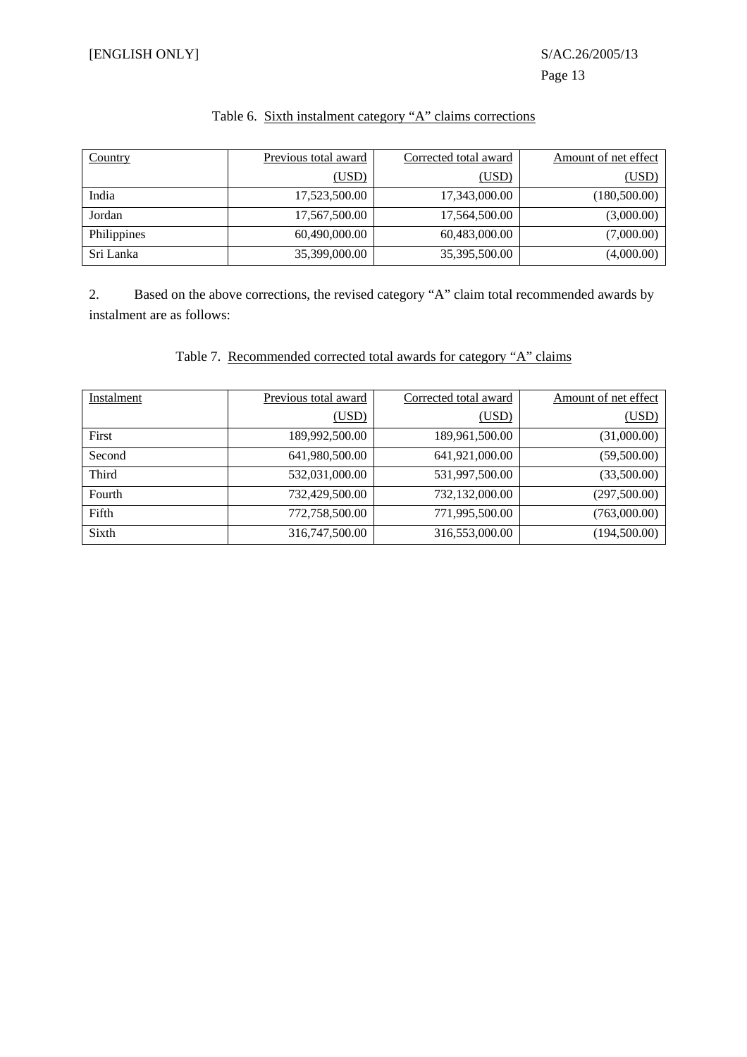Table 6. Sixth instalment category "A" claims corrections

| Country | Previous total award (USD) | Corrected total award (USD) | Amount of net effect (USD) |
|---|---|---|---|
| India | 17,523,500.00 | 17,343,000.00 | (180,500.00) |
| Jordan | 17,567,500.00 | 17,564,500.00 | (3,000.00) |
| Philippines | 60,490,000.00 | 60,483,000.00 | (7,000.00) |
| Sri Lanka | 35,399,000.00 | 35,395,500.00 | (4,000.00) |

2. Based on the above corrections, the revised category "A" claim total recommended awards by instalment are as follows:

Table 7. Recommended corrected total awards for category "A" claims

| Instalment | Previous total award (USD) | Corrected total award (USD) | Amount of net effect (USD) |
|---|---|---|---|
| First | 189,992,500.00 | 189,961,500.00 | (31,000.00) |
| Second | 641,980,500.00 | 641,921,000.00 | (59,500.00) |
| Third | 532,031,000.00 | 531,997,500.00 | (33,500.00) |
| Fourth | 732,429,500.00 | 732,132,000.00 | (297,500.00) |
| Fifth | 772,758,500.00 | 771,995,500.00 | (763,000.00) |
| Sixth | 316,747,500.00 | 316,553,000.00 | (194,500.00) |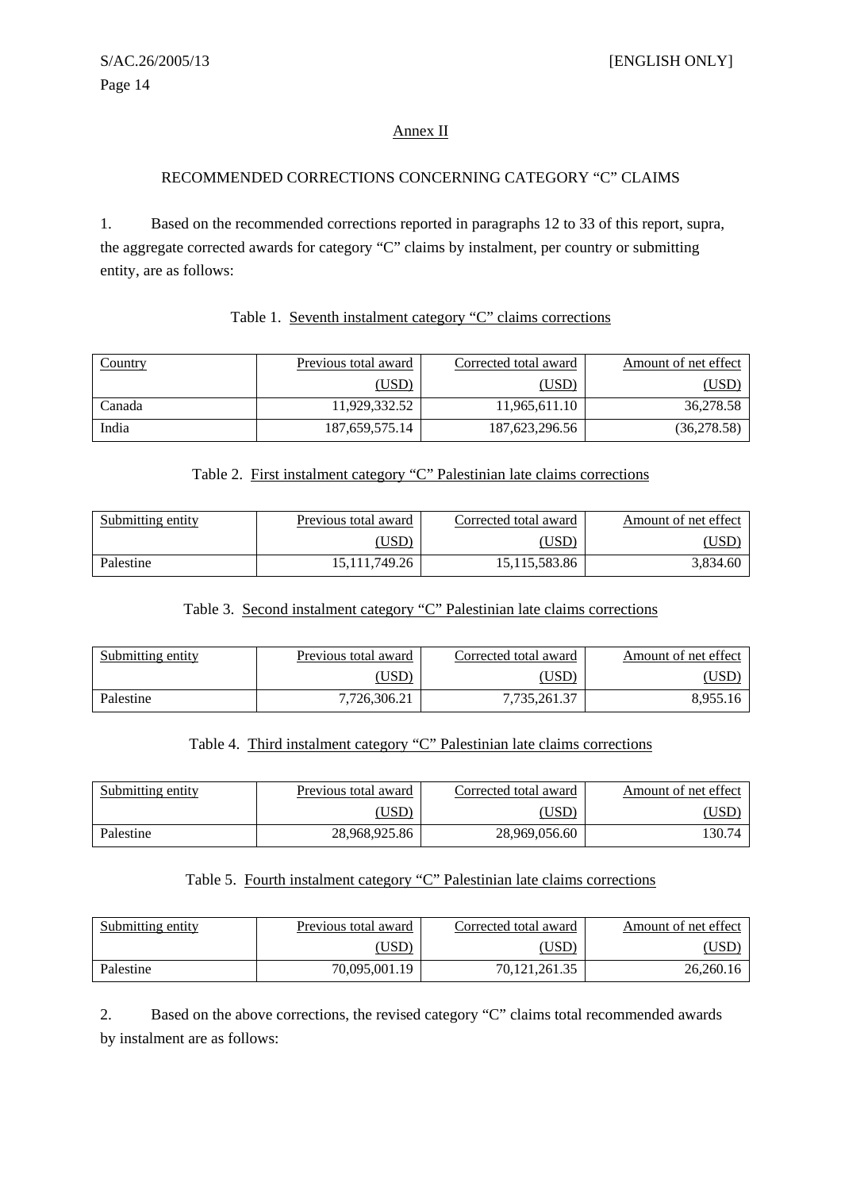## Annex II

### RECOMMENDED CORRECTIONS CONCERNING CATEGORY "C" CLAIMS

1. Based on the recommended corrections reported in paragraphs 12 to 33 of this report, supra, the aggregate corrected awards for category "C" claims by instalment, per country or submitting entity, are as follows:

Table 1. Seventh instalment category "C" claims corrections

| Country | Previous total award (USD) | Corrected total award (USD) | Amount of net effect (USD) |
|---|---|---|---|
| Canada | 11,929,332.52 | 11,965,611.10 | 36,278.58 |
| India | 187,659,575.14 | 187,623,296.56 | (36,278.58) |

Table 2. First instalment category "C" Palestinian late claims corrections

| Submitting entity | Previous total award (USD) | Corrected total award (USD) | Amount of net effect (USD) |
|---|---|---|---|
| Palestine | 15,111,749.26 | 15,115,583.86 | 3,834.60 |

Table 3. Second instalment category "C" Palestinian late claims corrections

| Submitting entity | Previous total award (USD) | Corrected total award (USD) | Amount of net effect (USD) |
|---|---|---|---|
| Palestine | 7,726,306.21 | 7,735,261.37 | 8,955.16 |

Table 4. Third instalment category "C" Palestinian late claims corrections

| Submitting entity | Previous total award (USD) | Corrected total award (USD) | Amount of net effect (USD) |
|---|---|---|---|
| Palestine | 28,968,925.86 | 28,969,056.60 | 130.74 |

Table 5. Fourth instalment category "C" Palestinian late claims corrections

| Submitting entity | Previous total award (USD) | Corrected total award (USD) | Amount of net effect (USD) |
|---|---|---|---|
| Palestine | 70,095,001.19 | 70,121,261.35 | 26,260.16 |

2. Based on the above corrections, the revised category "C" claims total recommended awards by instalment are as follows: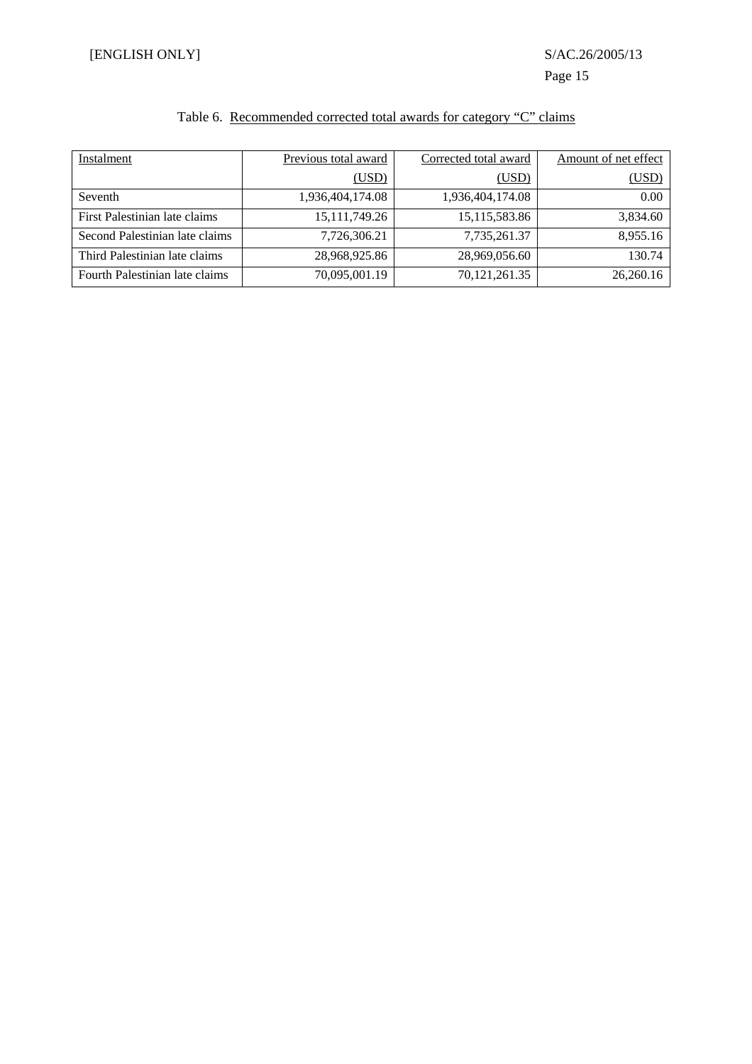Table 6. Recommended corrected total awards for category "C" claims

| Instalment | Previous total award (USD) | Corrected total award (USD) | Amount of net effect (USD) |
|---|---|---|---|
| Seventh | 1,936,404,174.08 | 1,936,404,174.08 | 0.00 |
| First Palestinian late claims | 15,111,749.26 | 15,115,583.86 | 3,834.60 |
| Second Palestinian late claims | 7,726,306.21 | 7,735,261.37 | 8,955.16 |
| Third Palestinian late claims | 28,968,925.86 | 28,969,056.60 | 130.74 |
| Fourth Palestinian late claims | 70,095,001.19 | 70,121,261.35 | 26,260.16 |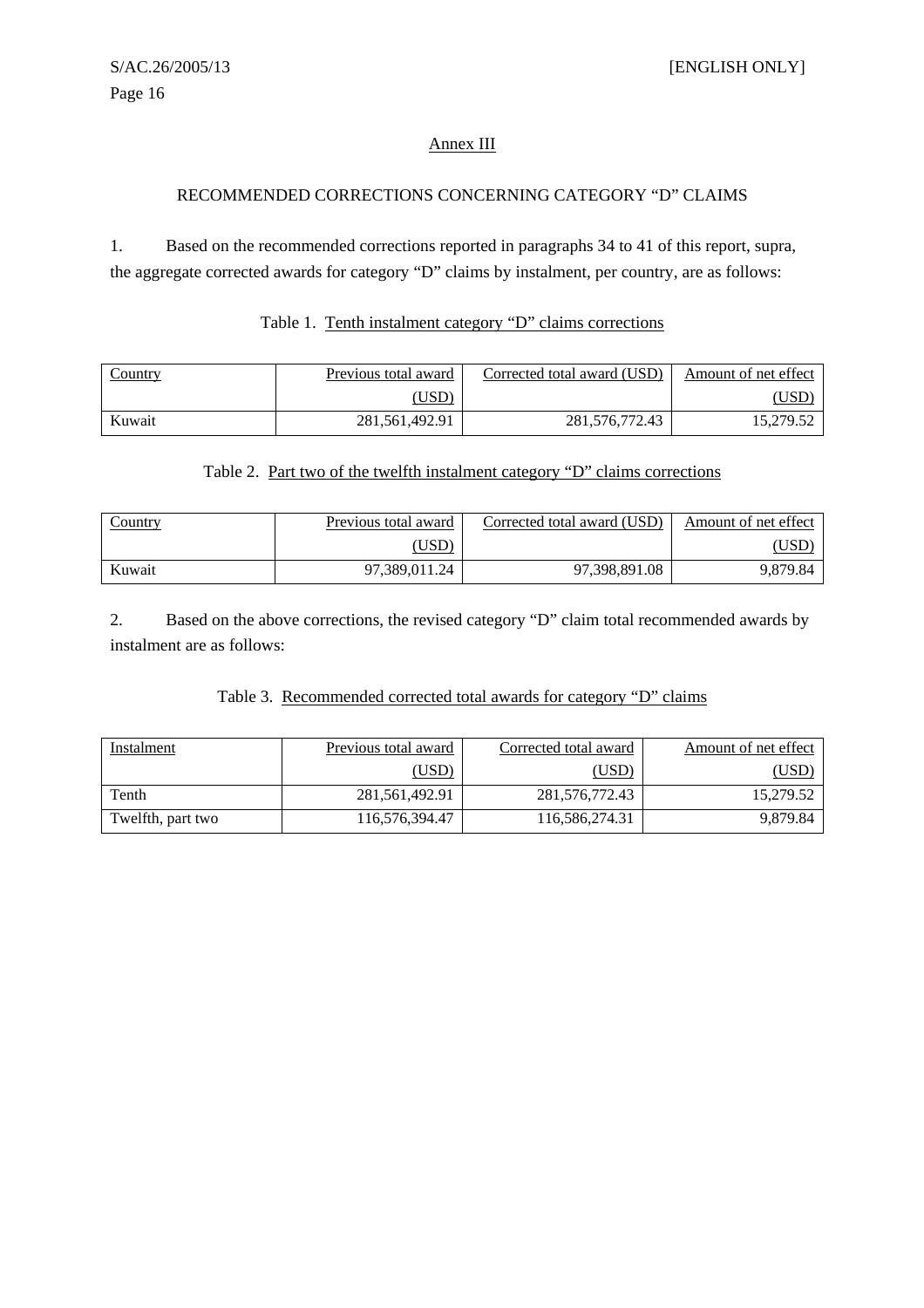## Annex III

### RECOMMENDED CORRECTIONS CONCERNING CATEGORY “D” CLAIMS

1. Based on the recommended corrections reported in paragraphs 34 to 41 of this report, supra, the aggregate corrected awards for category “D” claims by instalment, per country, are as follows:

Table 1. Tenth instalment category “D” claims corrections

| Country | Previous total award (USD) | Corrected total award (USD) | Amount of net effect (USD) |
|---|---|---|---|
| Kuwait | 281,561,492.91 | 281,576,772.43 | 15,279.52 |

Table 2. Part two of the twelfth instalment category “D” claims corrections

| Country | Previous total award (USD) | Corrected total award (USD) | Amount of net effect (USD) |
|---|---|---|---|
| Kuwait | 97,389,011.24 | 97,398,891.08 | 9,879.84 |

2. Based on the above corrections, the revised category “D” claim total recommended awards by instalment are as follows:

Table 3. Recommended corrected total awards for category “D” claims

| Instalment | Previous total award (USD) | Corrected total award (USD) | Amount of net effect (USD) |
|---|---|---|---|
| Tenth | 281,561,492.91 | 281,576,772.43 | 15,279.52 |
| Twelfth, part two | 116,576,394.47 | 116,586,274.31 | 9,879.84 |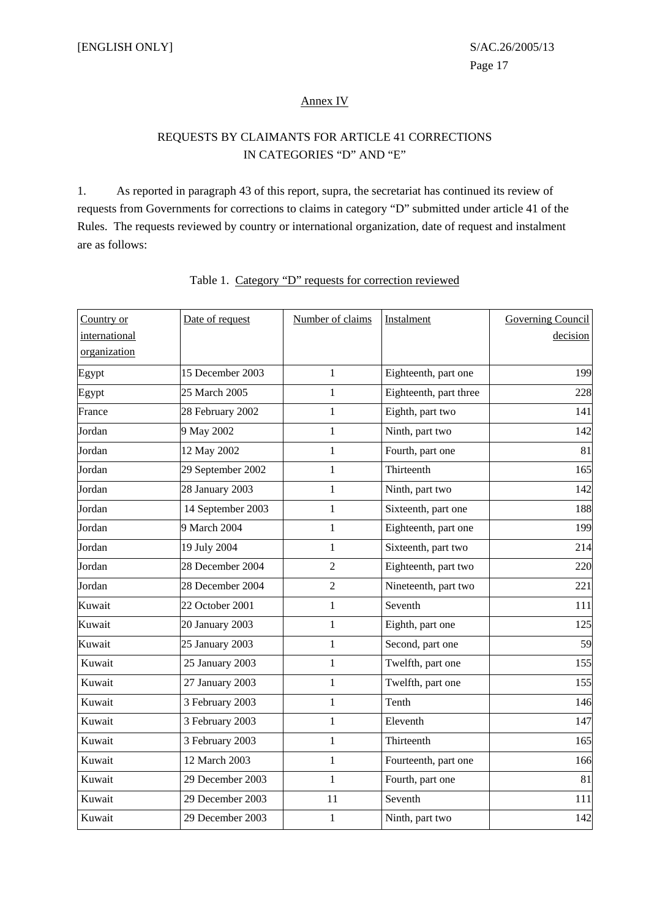Annex IV

## REQUESTS BY CLAIMANTS FOR ARTICLE 41 CORRECTIONS IN CATEGORIES "D" AND "E"

1. As reported in paragraph 43 of this report, supra, the secretariat has continued its review of requests from Governments for corrections to claims in category "D" submitted under article 41 of the Rules. The requests reviewed by country or international organization, date of request and instalment are as follows:

Table 1. Category "D" requests for correction reviewed

| Country or international organization | Date of request | Number of claims | Instalment | Governing Council decision |
|---|---|---|---|---|
| Egypt | 15 December 2003 | 1 | Eighteenth, part one | 199 |
| Egypt | 25 March 2005 | 1 | Eighteenth, part three | 228 |
| France | 28 February 2002 | 1 | Eighth, part two | 141 |
| Jordan | 9 May 2002 | 1 | Ninth, part two | 142 |
| Jordan | 12 May 2002 | 1 | Fourth, part one | 81 |
| Jordan | 29 September 2002 | 1 | Thirteenth | 165 |
| Jordan | 28 January 2003 | 1 | Ninth, part two | 142 |
| Jordan | 14 September 2003 | 1 | Sixteenth, part one | 188 |
| Jordan | 9 March 2004 | 1 | Eighteenth, part one | 199 |
| Jordan | 19 July 2004 | 1 | Sixteenth, part two | 214 |
| Jordan | 28 December 2004 | 2 | Eighteenth, part two | 220 |
| Jordan | 28 December 2004 | 2 | Nineteenth, part two | 221 |
| Kuwait | 22 October 2001 | 1 | Seventh | 111 |
| Kuwait | 20 January 2003 | 1 | Eighth, part one | 125 |
| Kuwait | 25 January 2003 | 1 | Second, part one | 59 |
| Kuwait | 25 January 2003 | 1 | Twelfth, part one | 155 |
| Kuwait | 27 January 2003 | 1 | Twelfth, part one | 155 |
| Kuwait | 3 February 2003 | 1 | Tenth | 146 |
| Kuwait | 3 February 2003 | 1 | Eleventh | 147 |
| Kuwait | 3 February 2003 | 1 | Thirteenth | 165 |
| Kuwait | 12 March 2003 | 1 | Fourteenth, part one | 166 |
| Kuwait | 29 December 2003 | 1 | Fourth, part one | 81 |
| Kuwait | 29 December 2003 | 11 | Seventh | 111 |
| Kuwait | 29 December 2003 | 1 | Ninth, part two | 142 |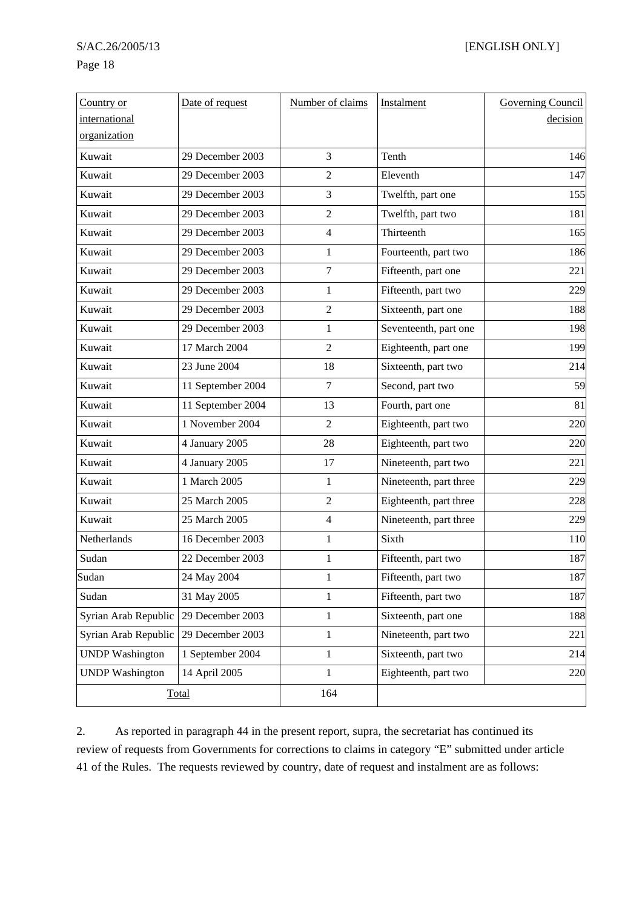| Country or international organization | Date of request | Number of claims | Instalment | Governing Council decision |
| --- | --- | --- | --- | --- |
| Kuwait | 29 December 2003 | 3 | Tenth | 146 |
| Kuwait | 29 December 2003 | 2 | Eleventh | 147 |
| Kuwait | 29 December 2003 | 3 | Twelfth, part one | 155 |
| Kuwait | 29 December 2003 | 2 | Twelfth, part two | 181 |
| Kuwait | 29 December 2003 | 4 | Thirteenth | 165 |
| Kuwait | 29 December 2003 | 1 | Fourteenth, part two | 186 |
| Kuwait | 29 December 2003 | 7 | Fifteenth, part one | 221 |
| Kuwait | 29 December 2003 | 1 | Fifteenth, part two | 229 |
| Kuwait | 29 December 2003 | 2 | Sixteenth, part one | 188 |
| Kuwait | 29 December 2003 | 1 | Seventeenth, part one | 198 |
| Kuwait | 17 March 2004 | 2 | Eighteenth, part one | 199 |
| Kuwait | 23 June 2004 | 18 | Sixteenth, part two | 214 |
| Kuwait | 11 September 2004 | 7 | Second, part two | 59 |
| Kuwait | 11 September 2004 | 13 | Fourth, part one | 81 |
| Kuwait | 1 November 2004 | 2 | Eighteenth, part two | 220 |
| Kuwait | 4 January 2005 | 28 | Eighteenth, part two | 220 |
| Kuwait | 4 January 2005 | 17 | Nineteenth, part two | 221 |
| Kuwait | 1 March 2005 | 1 | Nineteenth, part three | 229 |
| Kuwait | 25 March 2005 | 2 | Eighteenth, part three | 228 |
| Kuwait | 25 March 2005 | 4 | Nineteenth, part three | 229 |
| Netherlands | 16 December 2003 | 1 | Sixth | 110 |
| Sudan | 22 December 2003 | 1 | Fifteenth, part two | 187 |
| Sudan | 24 May 2004 | 1 | Fifteenth, part two | 187 |
| Sudan | 31 May 2005 | 1 | Fifteenth, part two | 187 |
| Syrian Arab Republic | 29 December 2003 | 1 | Sixteenth, part one | 188 |
| Syrian Arab Republic | 29 December 2003 | 1 | Nineteenth, part two | 221 |
| UNDP Washington | 1 September 2004 | 1 | Sixteenth, part two | 214 |
| UNDP Washington | 14 April 2005 | 1 | Eighteenth, part two | 220 |
| Total | | 164 | | |

2. As reported in paragraph 44 in the present report, supra, the secretariat has continued its review of requests from Governments for corrections to claims in category "E" submitted under article 41 of the Rules. The requests reviewed by country, date of request and instalment are as follows: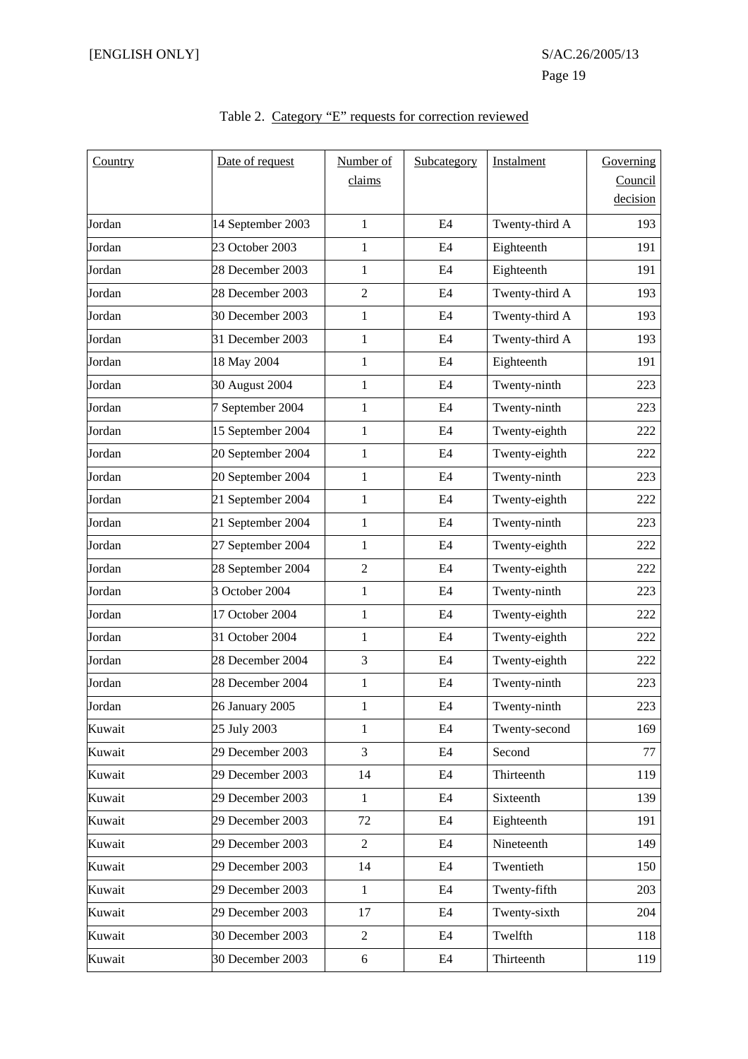Table 2. Category "E" requests for correction reviewed

| Country | Date of request | Number of claims | Subcategory | Instalment | Governing Council decision |
|---|---|---|---|---|---|
| Jordan | 14 September 2003 | 1 | E4 | Twenty-third A | 193 |
| Jordan | 23 October 2003 | 1 | E4 | Eighteenth | 191 |
| Jordan | 28 December 2003 | 1 | E4 | Eighteenth | 191 |
| Jordan | 28 December 2003 | 2 | E4 | Twenty-third A | 193 |
| Jordan | 30 December 2003 | 1 | E4 | Twenty-third A | 193 |
| Jordan | 31 December 2003 | 1 | E4 | Twenty-third A | 193 |
| Jordan | 18 May 2004 | 1 | E4 | Eighteenth | 191 |
| Jordan | 30 August 2004 | 1 | E4 | Twenty-ninth | 223 |
| Jordan | 7 September 2004 | 1 | E4 | Twenty-ninth | 223 |
| Jordan | 15 September 2004 | 1 | E4 | Twenty-eighth | 222 |
| Jordan | 20 September 2004 | 1 | E4 | Twenty-eighth | 222 |
| Jordan | 20 September 2004 | 1 | E4 | Twenty-ninth | 223 |
| Jordan | 21 September 2004 | 1 | E4 | Twenty-eighth | 222 |
| Jordan | 21 September 2004 | 1 | E4 | Twenty-ninth | 223 |
| Jordan | 27 September 2004 | 1 | E4 | Twenty-eighth | 222 |
| Jordan | 28 September 2004 | 2 | E4 | Twenty-eighth | 222 |
| Jordan | 3 October 2004 | 1 | E4 | Twenty-ninth | 223 |
| Jordan | 17 October 2004 | 1 | E4 | Twenty-eighth | 222 |
| Jordan | 31 October 2004 | 1 | E4 | Twenty-eighth | 222 |
| Jordan | 28 December 2004 | 3 | E4 | Twenty-eighth | 222 |
| Jordan | 28 December 2004 | 1 | E4 | Twenty-ninth | 223 |
| Jordan | 26 January 2005 | 1 | E4 | Twenty-ninth | 223 |
| Kuwait | 25 July 2003 | 1 | E4 | Twenty-second | 169 |
| Kuwait | 29 December 2003 | 3 | E4 | Second | 77 |
| Kuwait | 29 December 2003 | 14 | E4 | Thirteenth | 119 |
| Kuwait | 29 December 2003 | 1 | E4 | Sixteenth | 139 |
| Kuwait | 29 December 2003 | 72 | E4 | Eighteenth | 191 |
| Kuwait | 29 December 2003 | 2 | E4 | Nineteenth | 149 |
| Kuwait | 29 December 2003 | 14 | E4 | Twentieth | 150 |
| Kuwait | 29 December 2003 | 1 | E4 | Twenty-fifth | 203 |
| Kuwait | 29 December 2003 | 17 | E4 | Twenty-sixth | 204 |
| Kuwait | 30 December 2003 | 2 | E4 | Twelfth | 118 |
| Kuwait | 30 December 2003 | 6 | E4 | Thirteenth | 119 |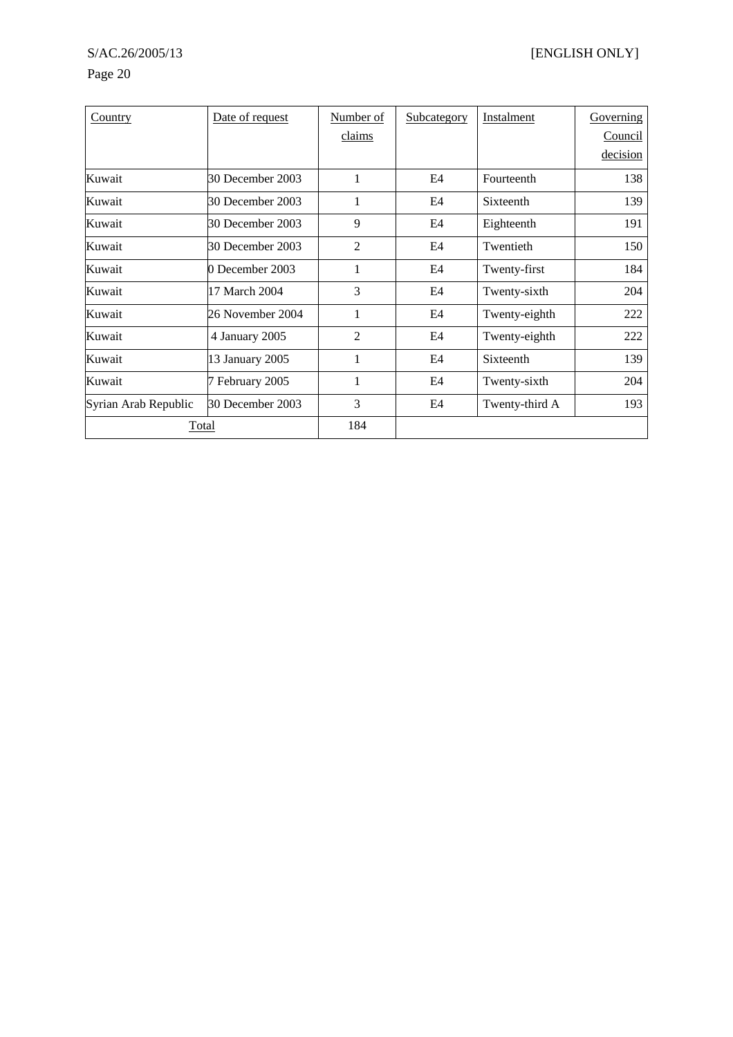| Country | Date of request | Number of claims | Subcategory | Instalment | Governing Council decision |
|---|---|---|---|---|---|
| Kuwait | 30 December 2003 | 1 | E4 | Fourteenth | 138 |
| Kuwait | 30 December 2003 | 1 | E4 | Sixteenth | 139 |
| Kuwait | 30 December 2003 | 9 | E4 | Eighteenth | 191 |
| Kuwait | 30 December 2003 | 2 | E4 | Twentieth | 150 |
| Kuwait | 0 December 2003 | 1 | E4 | Twenty-first | 184 |
| Kuwait | 17 March 2004 | 3 | E4 | Twenty-sixth | 204 |
| Kuwait | 26 November 2004 | 1 | E4 | Twenty-eighth | 222 |
| Kuwait | 4 January 2005 | 2 | E4 | Twenty-eighth | 222 |
| Kuwait | 13 January 2005 | 1 | E4 | Sixteenth | 139 |
| Kuwait | 7 February 2005 | 1 | E4 | Twenty-sixth | 204 |
| Syrian Arab Republic | 30 December 2003 | 3 | E4 | Twenty-third A | 193 |
| Total | | 184 | | | |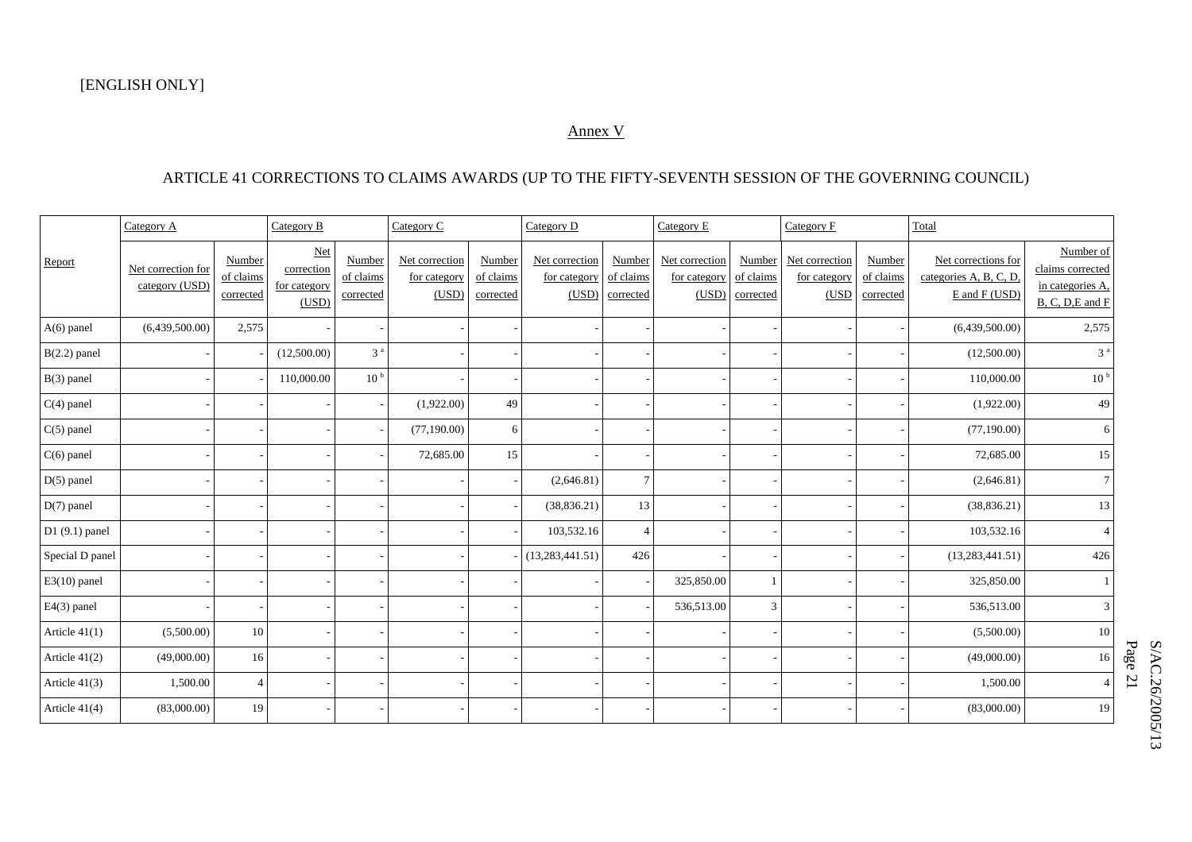[ENGLISH ONLY]

## Annex V

## ARTICLE 41 CORRECTIONS TO CLAIMS AWARDS (UP TO THE FIFTY-SEVENTH SESSION OF THE GOVERNING COUNCIL)

| | Category A | | Category B | | Category C | | Category D | | Category E | | Category F | | Total | |
|---|---|---|---|---|---|---|---|---|---|---|---|---|---|---|
| Report | Net correction for category (USD) | Number of claims corrected | Net correction for category (USD) | Number of claims corrected | Net correction for category (USD) | Number of claims corrected | Net correction for category (USD) | Number of claims corrected | Net correction for category (USD) | Number of claims corrected | Net correction for category (USD | Number of claims corrected | Net corrections for categories A, B, C, D, E and F (USD) | Number of claims corrected in categories A, B, C, D,E and F |
| A(6) panel | (6,439,500.00) | 2,575 | - | - | - | - | - | - | - | - | - | - | (6,439,500.00) | 2,575 |
| B(2.2) panel | - | - | (12,500.00) | 3 [a] | - | - | - | - | - | - | - | - | (12,500.00) | 3 [a] |
| B(3) panel | - | - | 110,000.00 | 10 [b] | - | - | - | - | - | - | - | - | 110,000.00 | 10 [b] |
| C(4) panel | - | - | - | - | (1,922.00) | 49 | - | - | - | - | - | - | (1,922.00) | 49 |
| C(5) panel | - | - | - | - | (77,190.00) | 6 | - | - | - | - | - | - | (77,190.00) | 6 |
| C(6) panel | - | - | - | - | 72,685.00 | 15 | - | - | - | - | - | - | 72,685.00 | 15 |
| D(5) panel | - | - | - | - | - | - | (2,646.81) | 7 | - | - | - | - | (2,646.81) | 7 |
| D(7) panel | - | - | - | - | - | - | (38,836.21) | 13 | - | - | - | - | (38,836.21) | 13 |
| D1 (9.1) panel | - | - | - | - | - | - | 103,532.16 | 4 | - | - | - | - | 103,532.16 | 4 |
| Special D panel | - | - | - | - | - | - | (13,283,441.51) | 426 | - | - | - | - | (13,283,441.51) | 426 |
| E3(10) panel | - | - | - | - | - | - | - | - | 325,850.00 | 1 | - | - | 325,850.00 | 1 |
| E4(3) panel | - | - | - | - | - | - | - | - | 536,513.00 | 3 | - | - | 536,513.00 | 3 |
| Article 41(1) | (5,500.00) | 10 | - | - | - | - | - | - | - | - | - | - | (5,500.00) | 10 |
| Article 41(2) | (49,000.00) | 16 | - | - | - | - | - | - | - | - | - | - | (49,000.00) | 16 |
| Article 41(3) | 1,500.00 | 4 | - | - | - | - | - | - | - | - | - | - | 1,500.00 | 4 |
| Article 41(4) | (83,000.00) | 19 | - | - | - | - | - | - | - | - | - | - | (83,000.00) | 19 |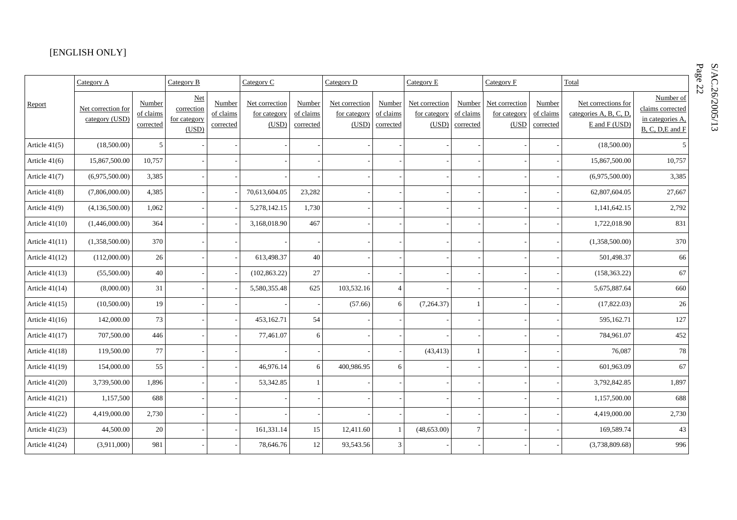[ENGLISH ONLY]

| Report | Category A | | Category B | | Category C | | Category D | | Category E | | Category F | | Total | |
|---|---|---|---|---|---|---|---|---|---|---|---|---|---|---|
| | Net correction for category (USD) | Number of claims corrected | Net correction for category (USD) | Number of claims corrected | Net correction for category (USD) | Number of claims corrected | Net correction for category (USD) | Number of claims corrected | Net correction for category (USD) | Number of claims corrected | Net correction for category (USD | Number of claims corrected | Net corrections for categories A, B, C, D, E and F (USD) | Number of claims corrected in categories A, B, C, D,E and F |
| Article 41(5) | (18,500.00) | 5 | - | - | - | - | - | - | - | - | - | - | (18,500.00) | 5 |
| Article 41(6) | 15,867,500.00 | 10,757 | - | - | - | - | - | - | - | - | - | - | 15,867,500.00 | 10,757 |
| Article 41(7) | (6,975,500.00) | 3,385 | - | - | - | - | - | - | - | - | - | - | (6,975,500.00) | 3,385 |
| Article 41(8) | (7,806,000.00) | 4,385 | - | - | 70,613,604.05 | 23,282 | - | - | - | - | - | - | 62,807,604.05 | 27,667 |
| Article 41(9) | (4,136,500.00) | 1,062 | - | - | 5,278,142.15 | 1,730 | - | - | - | - | - | - | 1,141,642.15 | 2,792 |
| Article 41(10) | (1,446,000.00) | 364 | - | - | 3,168,018.90 | 467 | - | - | - | - | - | - | 1,722,018.90 | 831 |
| Article 41(11) | (1,358,500.00) | 370 | - | - | - | - | - | - | - | - | - | - | (1,358,500.00) | 370 |
| Article 41(12) | (112,000.00) | 26 | - | - | 613,498.37 | 40 | - | - | - | - | - | - | 501,498.37 | 66 |
| Article 41(13) | (55,500.00) | 40 | - | - | (102,863.22) | 27 | - | - | - | - | - | - | (158,363.22) | 67 |
| Article 41(14) | (8,000.00) | 31 | - | - | 5,580,355.48 | 625 | 103,532.16 | 4 | - | - | - | - | 5,675,887.64 | 660 |
| Article 41(15) | (10,500.00) | 19 | - | - | - | - | (57.66) | 6 | (7,264.37) | 1 | - | - | (17,822.03) | 26 |
| Article 41(16) | 142,000.00 | 73 | - | - | 453,162.71 | 54 | - | - | - | - | - | - | 595,162.71 | 127 |
| Article 41(17) | 707,500.00 | 446 | - | - | 77,461.07 | 6 | - | - | - | - | - | - | 784,961.07 | 452 |
| Article 41(18) | 119,500.00 | 77 | - | - | - | - | - | - | (43,413) | 1 | - | - | 76,087 | 78 |
| Article 41(19) | 154,000.00 | 55 | - | - | 46,976.14 | 6 | 400,986.95 | 6 | - | - | - | - | 601,963.09 | 67 |
| Article 41(20) | 3,739,500.00 | 1,896 | - | - | 53,342.85 | 1 | - | - | - | - | - | - | 3,792,842.85 | 1,897 |
| Article 41(21) | 1,157,500 | 688 | - | - | - | - | - | - | - | - | - | - | 1,157,500.00 | 688 |
| Article 41(22) | 4,419,000.00 | 2,730 | - | - | - | - | - | - | - | - | - | - | 4,419,000.00 | 2,730 |
| Article 41(23) | 44,500.00 | 20 | - | - | 161,331.14 | 15 | 12,411.60 | 1 | (48,653.00) | 7 | - | - | 169,589.74 | 43 |
| Article 41(24) | (3,911,000) | 981 | - | - | 78,646.76 | 12 | 93,543.56 | 3 | - | - | - | - | (3,738,809.68) | 996 |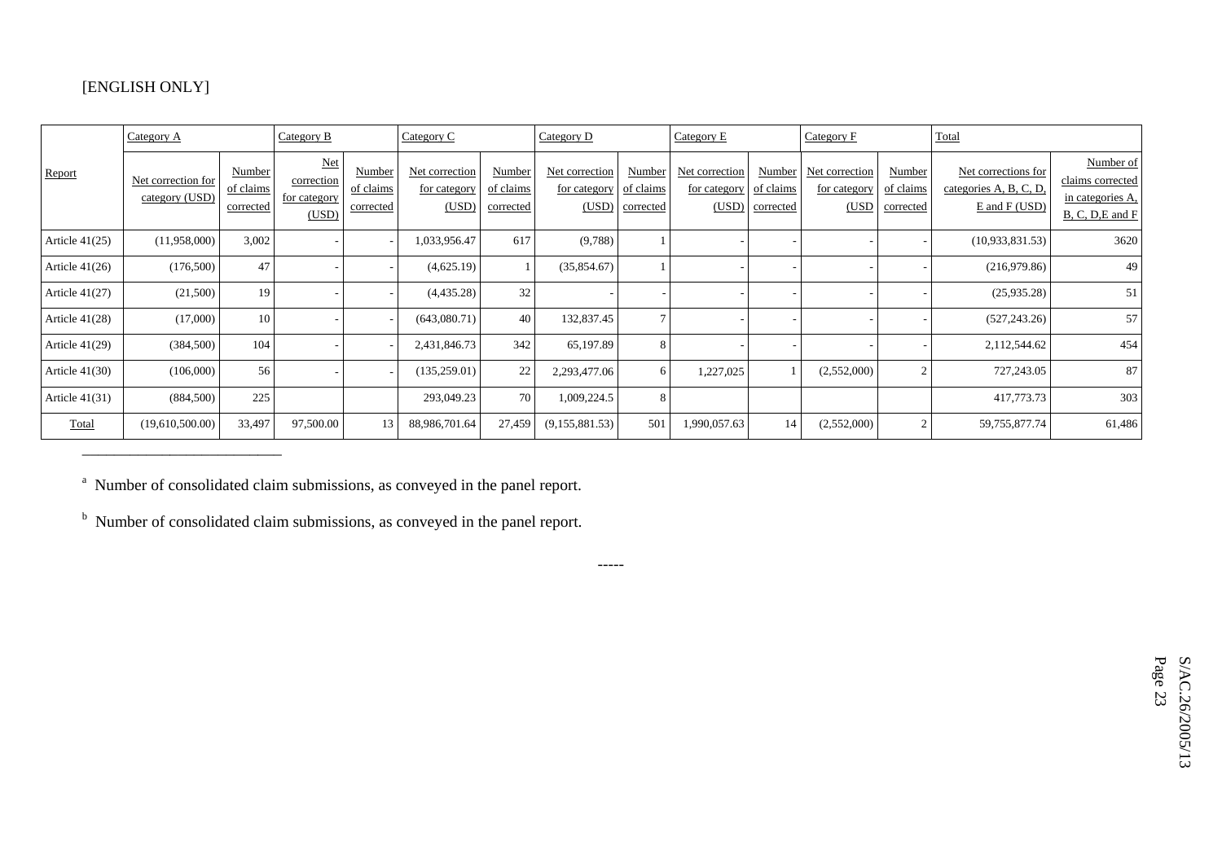[ENGLISH ONLY]

| Report | Category A | | Category B | | Category C | | Category D | | Category E | | Category F | | Total | |
|---|---|---|---|---|---|---|---|---|---|---|---|---|---|---|
| | Net correction for category (USD) | Number of claims corrected | Net correction for category (USD) | Number of claims corrected | Net correction for category (USD) | Number of claims corrected | Net correction for category (USD) | Number of claims corrected | Net correction for category (USD) | Number of claims corrected | Net correction for category (USD | Number of claims corrected | Net corrections for categories A, B, C, D, E and F (USD) | Number of claims corrected in categories A, B, C, D,E and F |
| Article 41(25) | (11,958,000) | 3,002 | - | - | 1,033,956.47 | 617 | (9,788) | 1 | - | - | - | - | (10,933,831.53) | 3620 |
| Article 41(26) | (176,500) | 47 | - | - | (4,625.19) | 1 | (35,854.67) | 1 | - | - | - | - | (216,979.86) | 49 |
| Article 41(27) | (21,500) | 19 | - | - | (4,435.28) | 32 | - | - | - | - | - | - | (25,935.28) | 51 |
| Article 41(28) | (17,000) | 10 | - | - | (643,080.71) | 40 | 132,837.45 | 7 | - | - | - | - | (527,243.26) | 57 |
| Article 41(29) | (384,500) | 104 | - | - | 2,431,846.73 | 342 | 65,197.89 | 8 | - | - | - | - | 2,112,544.62 | 454 |
| Article 41(30) | (106,000) | 56 | - | - | (135,259.01) | 22 | 2,293,477.06 | 6 | 1,227,025 | 1 | (2,552,000) | 2 | 727,243.05 | 87 |
| Article 41(31) | (884,500) | 225 | | | 293,049.23 | 70 | 1,009,224.5 | 8 | | | | | 417,773.73 | 303 |
| Total | (19,610,500.00) | 33,497 | 97,500.00 | 13 | 88,986,701.64 | 27,459 | (9,155,881.53) | 501 | 1,990,057.63 | 14 | (2,552,000) | 2 | 59,755,877.74 | 61,486 |

[a] Number of consolidated claim submissions, as conveyed in the panel report.

[b] Number of consolidated claim submissions, as conveyed in the panel report.

-----